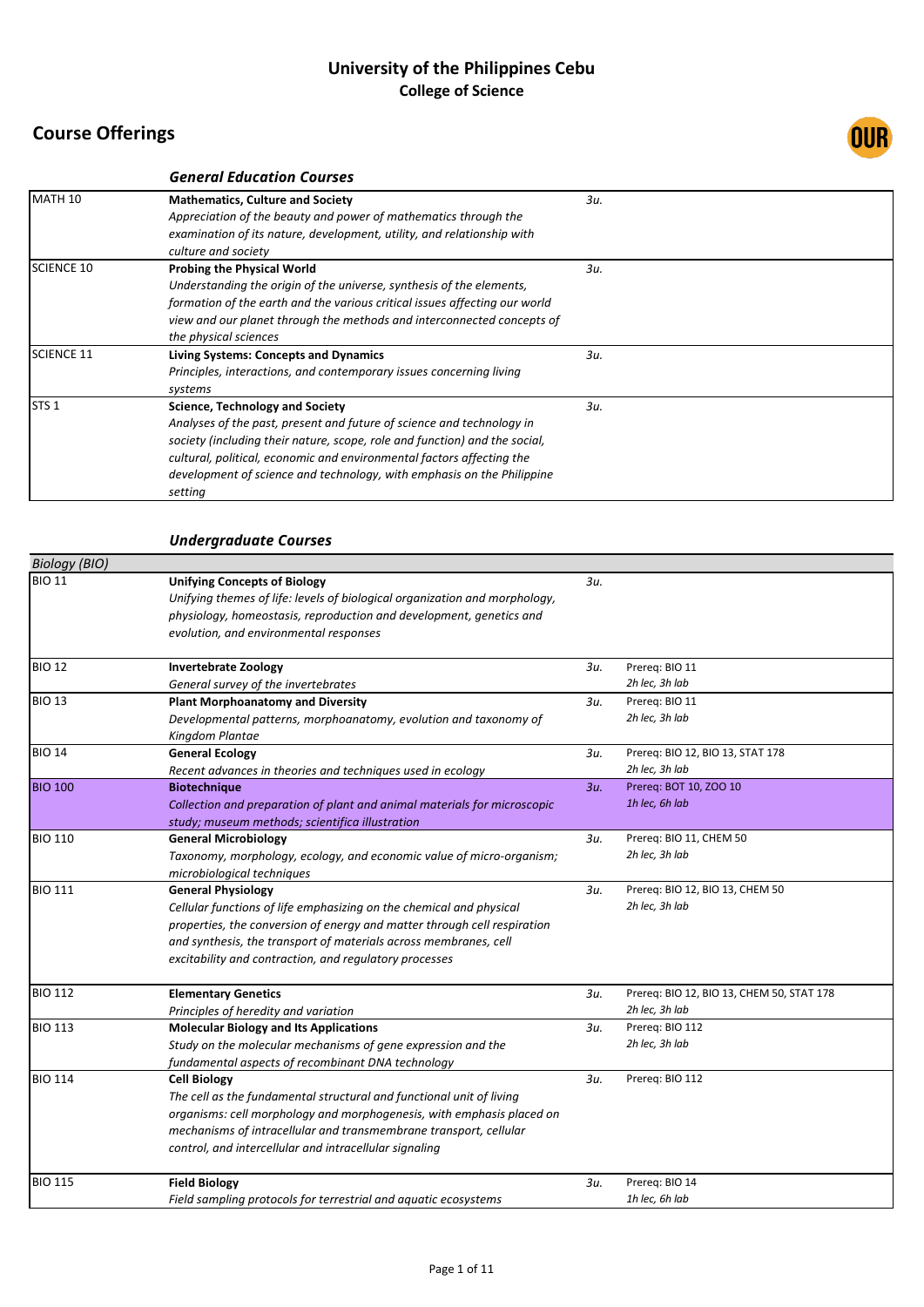# University of the Philippines Cebu
## College of Science

## Course Offerings

### *General Education Courses*

| Code | Course | Units | Notes |
|---|---|---|---|
| MATH 10 | **Mathematics, Culture and Society**<br>*Appreciation of the beauty and power of mathematics through the examination of its nature, development, utility, and relationship with culture and society* | *3u.* | |
| SCIENCE 10 | **Probing the Physical World**<br>*Understanding the origin of the universe, synthesis of the elements, formation of the earth and the various critical issues affecting our world view and our planet through the methods and interconnected concepts of the physical sciences* | *3u.* | |
| SCIENCE 11 | **Living Systems: Concepts and Dynamics**<br>*Principles, interactions, and contemporary issues concerning living systems* | *3u.* | |
| STS 1 | **Science, Technology and Society**<br>*Analyses of the past, present and future of science and technology in society (including their nature, scope, role and function) and the social, cultural, political, economic and environmental factors affecting the development of science and technology, with emphasis on the Philippine setting* | *3u.* | |

### *Undergraduate Courses*

| *Biology (BIO)* | | | |
|---|---|---|---|
| BIO 11 | **Unifying Concepts of Biology**<br>*Unifying themes of life: levels of biological organization and morphology, physiology, homeostasis, reproduction and development, genetics and evolution, and environmental responses* | *3u.* | |
| BIO 12 | **Invertebrate Zoology**<br>*General survey of the invertebrates* | *3u.* | Prereq: BIO 11<br>*2h lec, 3h lab* |
| BIO 13 | **Plant Morphoanatomy and Diversity**<br>*Developmental patterns, morphoanatomy, evolution and taxonomy of Kingdom Plantae* | *3u.* | Prereq: BIO 11<br>*2h lec, 3h lab* |
| BIO 14 | **General Ecology**<br>*Recent advances in theories and techniques used in ecology* | *3u.* | Prereq: BIO 12, BIO 13, STAT 178<br>*2h lec, 3h lab* |
| BIO 100 | **Biotechnique**<br>*Collection and preparation of plant and animal materials for microscopic study; museum methods; scientifica illustration* | *3u.* | Prereq: BOT 10, ZOO 10<br>*1h lec, 6h lab* |
| BIO 110 | **General Microbiology**<br>*Taxonomy, morphology, ecology, and economic value of micro-organism; microbiological techniques* | *3u.* | Prereq: BIO 11, CHEM 50<br>*2h lec, 3h lab* |
| BIO 111 | **General Physiology**<br>*Cellular functions of life emphasizing on the chemical and physical properties, the conversion of energy and matter through cell respiration and synthesis, the transport of materials across membranes, cell excitability and contraction, and regulatory processes* | *3u.* | Prereq: BIO 12, BIO 13, CHEM 50<br>*2h lec, 3h lab* |
| BIO 112 | **Elementary Genetics**<br>*Principles of heredity and variation* | *3u.* | Prereq: BIO 12, BIO 13, CHEM 50, STAT 178<br>*2h lec, 3h lab* |
| BIO 113 | **Molecular Biology and Its Applications**<br>*Study on the molecular mechanisms of gene expression and the fundamental aspects of recombinant DNA technology* | *3u.* | Prereq: BIO 112<br>*2h lec, 3h lab* |
| BIO 114 | **Cell Biology**<br>*The cell as the fundamental structural and functional unit of living organisms: cell morphology and morphogenesis, with emphasis placed on mechanisms of intracellular and transmembrane transport, cellular control, and intercellular and intracellular signaling* | *3u.* | Prereq: BIO 112 |
| BIO 115 | **Field Biology**<br>*Field sampling protocols for terrestrial and aquatic ecosystems* | *3u.* | Prereq: BIO 14<br>*1h lec, 6h lab* |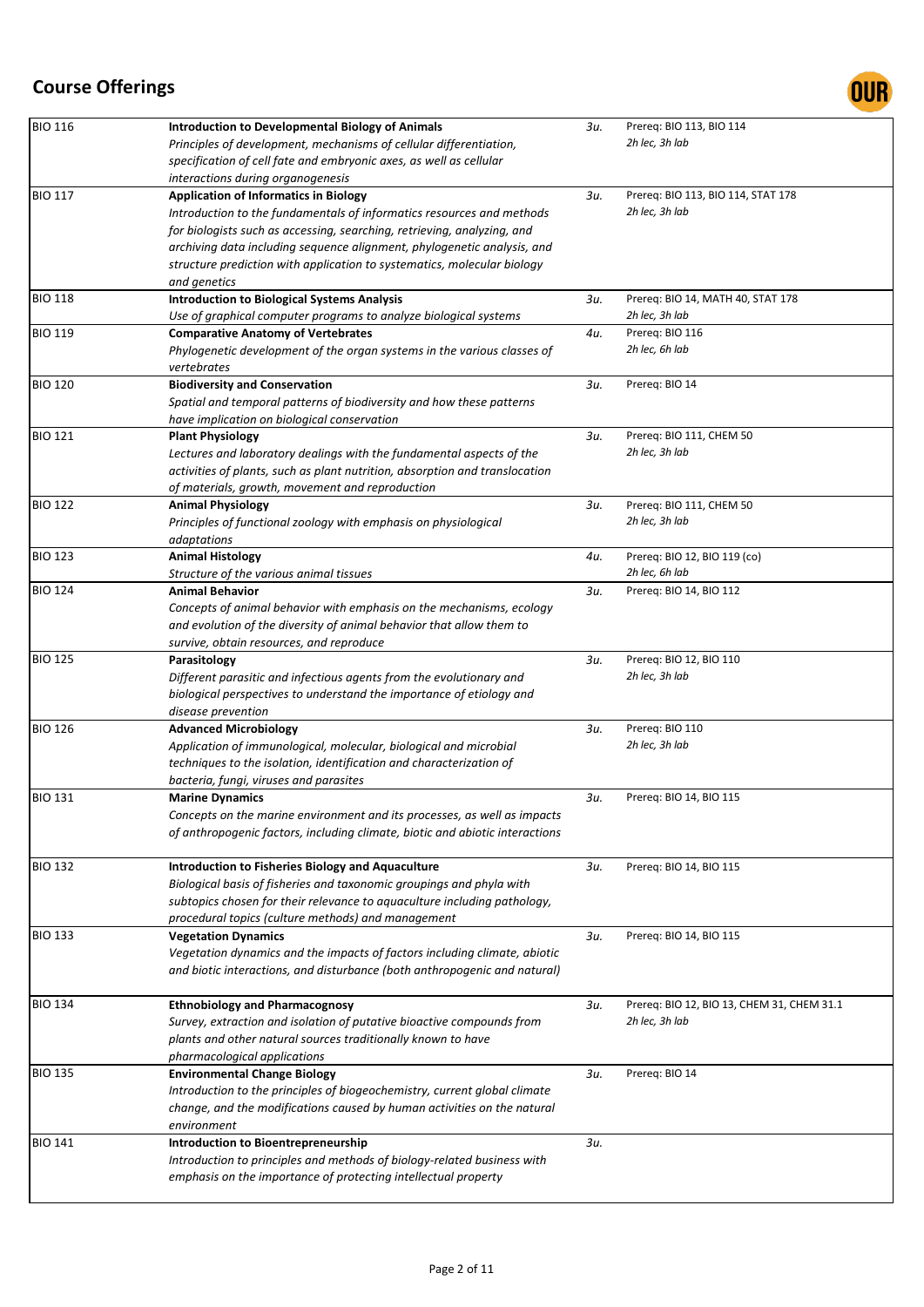# Course Offerings

| Course | Title / Description | Units | Prerequisites / Hours |
|---|---|---|---|
| BIO 116 | **Introduction to Developmental Biology of Animals**<br>*Principles of development, mechanisms of cellular differentiation, specification of cell fate and embryonic axes, as well as cellular interactions during organogenesis* | *3u.* | Prereq: BIO 113, BIO 114<br>*2h lec, 3h lab* |
| BIO 117 | **Application of Informatics in Biology**<br>*Introduction to the fundamentals of informatics resources and methods for biologists such as accessing, searching, retrieving, analyzing, and archiving data including sequence alignment, phylogenetic analysis, and structure prediction with application to systematics, molecular biology and genetics* | *3u.* | Prereq: BIO 113, BIO 114, STAT 178<br>*2h lec, 3h lab* |
| BIO 118 | **Introduction to Biological Systems Analysis**<br>*Use of graphical computer programs to analyze biological systems* | *3u.* | Prereq: BIO 14, MATH 40, STAT 178<br>*2h lec, 3h lab* |
| BIO 119 | **Comparative Anatomy of Vertebrates**<br>*Phylogenetic development of the organ systems in the various classes of vertebrates* | *4u.* | Prereq: BIO 116<br>*2h lec, 6h lab* |
| BIO 120 | **Biodiversity and Conservation**<br>*Spatial and temporal patterns of biodiversity and how these patterns have implication on biological conservation* | *3u.* | Prereq: BIO 14 |
| BIO 121 | **Plant Physiology**<br>*Lectures and laboratory dealings with the fundamental aspects of the activities of plants, such as plant nutrition, absorption and translocation of materials, growth, movement and reproduction* | *3u.* | Prereq: BIO 111, CHEM 50<br>*2h lec, 3h lab* |
| BIO 122 | **Animal Physiology**<br>*Principles of functional zoology with emphasis on physiological adaptations* | *3u.* | Prereq: BIO 111, CHEM 50<br>*2h lec, 3h lab* |
| BIO 123 | **Animal Histology**<br>*Structure of the various animal tissues* | *4u.* | Prereq: BIO 12, BIO 119 (co)<br>*2h lec, 6h lab* |
| BIO 124 | **Animal Behavior**<br>*Concepts of animal behavior with emphasis on the mechanisms, ecology and evolution of the diversity of animal behavior that allow them to survive, obtain resources, and reproduce* | *3u.* | Prereq: BIO 14, BIO 112 |
| BIO 125 | **Parasitology**<br>*Different parasitic and infectious agents from the evolutionary and biological perspectives to understand the importance of etiology and disease prevention* | *3u.* | Prereq: BIO 12, BIO 110<br>*2h lec, 3h lab* |
| BIO 126 | **Advanced Microbiology**<br>*Application of immunological, molecular, biological and microbial techniques to the isolation, identification and characterization of bacteria, fungi, viruses and parasites* | *3u.* | Prereq: BIO 110<br>*2h lec, 3h lab* |
| BIO 131 | **Marine Dynamics**<br>*Concepts on the marine environment and its processes, as well as impacts of anthropogenic factors, including climate, biotic and abiotic interactions* | *3u.* | Prereq: BIO 14, BIO 115 |
| BIO 132 | **Introduction to Fisheries Biology and Aquaculture**<br>*Biological basis of fisheries and taxonomic groupings and phyla with subtopics chosen for their relevance to aquaculture including pathology, procedural topics (culture methods) and management* | *3u.* | Prereq: BIO 14, BIO 115 |
| BIO 133 | **Vegetation Dynamics**<br>*Vegetation dynamics and the impacts of factors including climate, abiotic and biotic interactions, and disturbance (both anthropogenic and natural)* | *3u.* | Prereq: BIO 14, BIO 115 |
| BIO 134 | **Ethnobiology and Pharmacognosy**<br>*Survey, extraction and isolation of putative bioactive compounds from plants and other natural sources traditionally known to have pharmacological applications* | *3u.* | Prereq: BIO 12, BIO 13, CHEM 31, CHEM 31.1<br>*2h lec, 3h lab* |
| BIO 135 | **Environmental Change Biology**<br>*Introduction to the principles of biogeochemistry, current global climate change, and the modifications caused by human activities on the natural environment* | *3u.* | Prereq: BIO 14 |
| BIO 141 | **Introduction to Bioentrepreneurship**<br>*Introduction to principles and methods of biology-related business with emphasis on the importance of protecting intellectual property* | *3u.* | |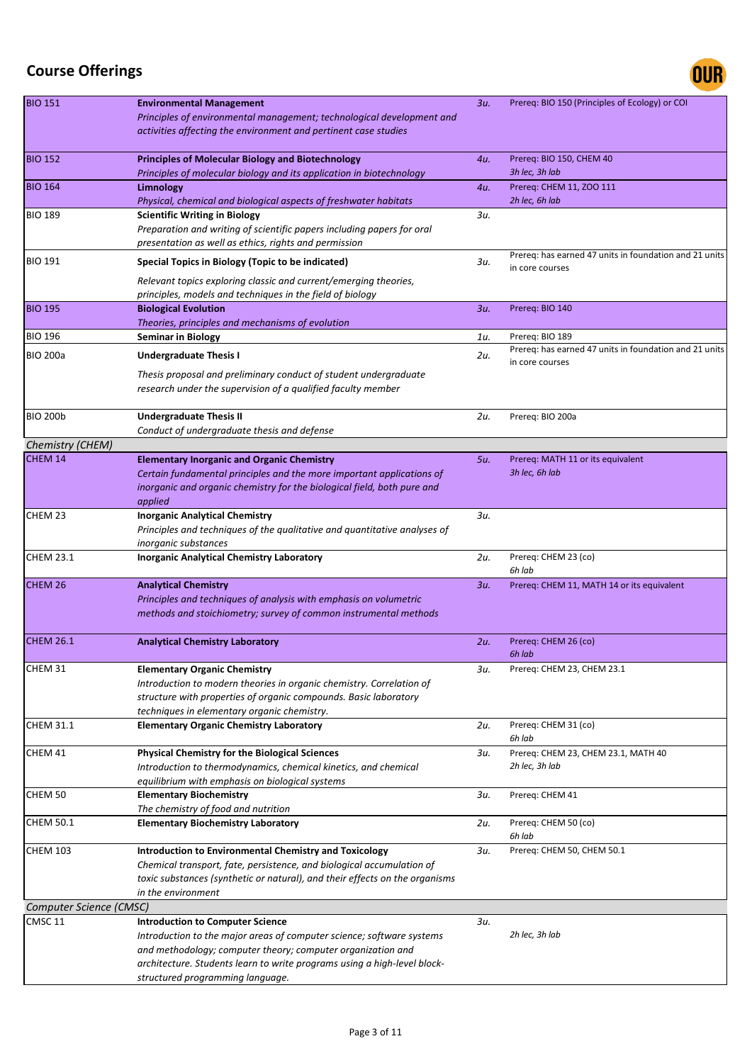## Course Offerings

| Course | Title / Description | Units | Prerequisites |
|---|---|---|---|
| BIO 151 | **Environmental Management**<br>*Principles of environmental management; technological development and activities affecting the environment and pertinent case studies* | *3u.* | Prereq: BIO 150 (Principles of Ecology) or COI |
| BIO 152 | **Principles of Molecular Biology and Biotechnology**<br>*Principles of molecular biology and its application in biotechnology* | *4u.* | Prereq: BIO 150, CHEM 40<br>*3h lec, 3h lab* |
| BIO 164 | **Limnology**<br>*Physical, chemical and biological aspects of freshwater habitats* | *4u.* | Prereq: CHEM 11, ZOO 111<br>*2h lec, 6h lab* |
| BIO 189 | **Scientific Writing in Biology**<br>*Preparation and writing of scientific papers including papers for oral presentation as well as ethics, rights and permission* | *3u.* | |
| BIO 191 | **Special Topics in Biology (Topic to be indicated)**<br>*Relevant topics exploring classic and current/emerging theories, principles, models and techniques in the field of biology* | *3u.* | Prereq: has earned 47 units in foundation and 21 units in core courses |
| BIO 195 | **Biological Evolution**<br>*Theories, principles and mechanisms of evolution* | *3u.* | Prereq: BIO 140 |
| BIO 196 | **Seminar in Biology** | *1u.* | Prereq: BIO 189 |
| BIO 200a | **Undergraduate Thesis I**<br>*Thesis proposal and preliminary conduct of student undergraduate research under the supervision of a qualified faculty member* | *2u.* | Prereq: has earned 47 units in foundation and 21 units in core courses |
| BIO 200b | **Undergraduate Thesis II**<br>*Conduct of undergraduate thesis and defense* | *2u.* | Prereq: BIO 200a |
| *Chemistry (CHEM)* | | | |
| CHEM 14 | **Elementary Inorganic and Organic Chemistry**<br>*Certain fundamental principles and the more important applications of inorganic and organic chemistry for the biological field, both pure and applied* | *5u.* | Prereq: MATH 11 or its equivalent<br>*3h lec, 6h lab* |
| CHEM 23 | **Inorganic Analytical Chemistry**<br>*Principles and techniques of the qualitative and quantitative analyses of inorganic substances* | *3u.* | |
| CHEM 23.1 | **Inorganic Analytical Chemistry Laboratory** | *2u.* | Prereq: CHEM 23 (co)<br>*6h lab* |
| CHEM 26 | **Analytical Chemistry**<br>*Principles and techniques of analysis with emphasis on volumetric methods and stoichiometry; survey of common instrumental methods* | *3u.* | Prereq: CHEM 11, MATH 14 or its equivalent |
| CHEM 26.1 | **Analytical Chemistry Laboratory** | *2u.* | Prereq: CHEM 26 (co)<br>*6h lab* |
| CHEM 31 | **Elementary Organic Chemistry**<br>*Introduction to modern theories in organic chemistry. Correlation of structure with properties of organic compounds. Basic laboratory techniques in elementary organic chemistry.* | *3u.* | Prereq: CHEM 23, CHEM 23.1 |
| CHEM 31.1 | **Elementary Organic Chemistry Laboratory** | *2u.* | Prereq: CHEM 31 (co)<br>*6h lab* |
| CHEM 41 | **Physical Chemistry for the Biological Sciences**<br>*Introduction to thermodynamics, chemical kinetics, and chemical equilibrium with emphasis on biological systems* | *3u.* | Prereq: CHEM 23, CHEM 23.1, MATH 40<br>*2h lec, 3h lab* |
| CHEM 50 | **Elementary Biochemistry**<br>*The chemistry of food and nutrition* | *3u.* | Prereq: CHEM 41 |
| CHEM 50.1 | **Elementary Biochemistry Laboratory** | *2u.* | Prereq: CHEM 50 (co)<br>*6h lab* |
| CHEM 103 | **Introduction to Environmental Chemistry and Toxicology**<br>*Chemical transport, fate, persistence, and biological accumulation of toxic substances (synthetic or natural), and their effects on the organisms in the environment* | *3u.* | Prereq: CHEM 50, CHEM 50.1 |
| *Computer Science (CMSC)* | | | |
| CMSC 11 | **Introduction to Computer Science**<br>*Introduction to the major areas of computer science; software systems and methodology; computer theory; computer organization and architecture. Students learn to write programs using a high-level block-structured programming language.* | *3u.* | *2h lec, 3h lab* |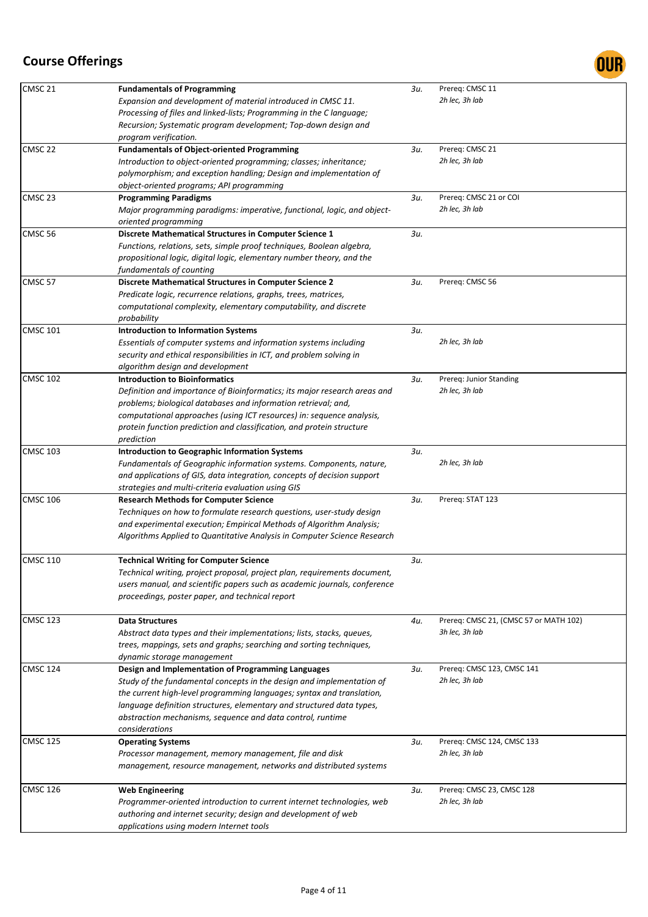## Course Offerings

| | | | |
|---|---|---|---|
| CMSC 21 | **Fundamentals of Programming**<br>*Expansion and development of material introduced in CMSC 11. Processing of files and linked-lists; Programming in the C language; Recursion; Systematic program development; Top-down design and program verification.* | *3u.* | Prereq: CMSC 11<br>*2h lec, 3h lab* |
| CMSC 22 | **Fundamentals of Object-oriented Programming**<br>*Introduction to object-oriented programming; classes; inheritance; polymorphism; and exception handling; Design and implementation of object-oriented programs; API programming* | *3u.* | Prereq: CMSC 21<br>*2h lec, 3h lab* |
| CMSC 23 | **Programming Paradigms**<br>*Major programming paradigms: imperative, functional, logic, and object-oriented programming* | *3u.* | Prereq: CMSC 21 or COI<br>*2h lec, 3h lab* |
| CMSC 56 | **Discrete Mathematical Structures in Computer Science 1**<br>*Functions, relations, sets, simple proof techniques, Boolean algebra, propositional logic, digital logic, elementary number theory, and the fundamentals of counting* | *3u.* | |
| CMSC 57 | **Discrete Mathematical Structures in Computer Science 2**<br>*Predicate logic, recurrence relations, graphs, trees, matrices, computational complexity, elementary computability, and discrete probability* | *3u.* | Prereq: CMSC 56 |
| CMSC 101 | **Introduction to Information Systems**<br>*Essentials of computer systems and information systems including security and ethical responsibilities in ICT, and problem solving in algorithm design and development* | *3u.* | *2h lec, 3h lab* |
| CMSC 102 | **Introduction to Bioinformatics**<br>*Definition and importance of Bioinformatics; its major research areas and problems; biological databases and information retrieval; and, computational approaches (using ICT resources) in: sequence analysis, protein function prediction and classification, and protein structure prediction* | *3u.* | Prereq: Junior Standing<br>*2h lec, 3h lab* |
| CMSC 103 | **Introduction to Geographic Information Systems**<br>*Fundamentals of Geographic information systems. Components, nature, and applications of GIS, data integration, concepts of decision support strategies and multi-criteria evaluation using GIS* | *3u.* | *2h lec, 3h lab* |
| CMSC 106 | **Research Methods for Computer Science**<br>*Techniques on how to formulate research questions, user-study design and experimental execution; Empirical Methods of Algorithm Analysis; Algorithms Applied to Quantitative Analysis in Computer Science Research* | *3u.* | Prereq: STAT 123 |
| CMSC 110 | **Technical Writing for Computer Science**<br>*Technical writing, project proposal, project plan, requirements document, users manual, and scientific papers such as academic journals, conference proceedings, poster paper, and technical report* | *3u.* | |
| CMSC 123 | **Data Structures**<br>*Abstract data types and their implementations; lists, stacks, queues, trees, mappings, sets and graphs; searching and sorting techniques, dynamic storage management* | *4u.* | Prereq: CMSC 21, (CMSC 57 or MATH 102)<br>*3h lec, 3h lab* |
| CMSC 124 | **Design and Implementation of Programming Languages**<br>*Study of the fundamental concepts in the design and implementation of the current high-level programming languages; syntax and translation, language definition structures, elementary and structured data types, abstraction mechanisms, sequence and data control, runtime considerations* | *3u.* | Prereq: CMSC 123, CMSC 141<br>*2h lec, 3h lab* |
| CMSC 125 | **Operating Systems**<br>*Processor management, memory management, file and disk management, resource management, networks and distributed systems* | *3u.* | Prereq: CMSC 124, CMSC 133<br>*2h lec, 3h lab* |
| CMSC 126 | **Web Engineering**<br>*Programmer-oriented introduction to current internet technologies, web authoring and internet security; design and development of web applications using modern Internet tools* | *3u.* | Prereq: CMSC 23, CMSC 128<br>*2h lec, 3h lab* |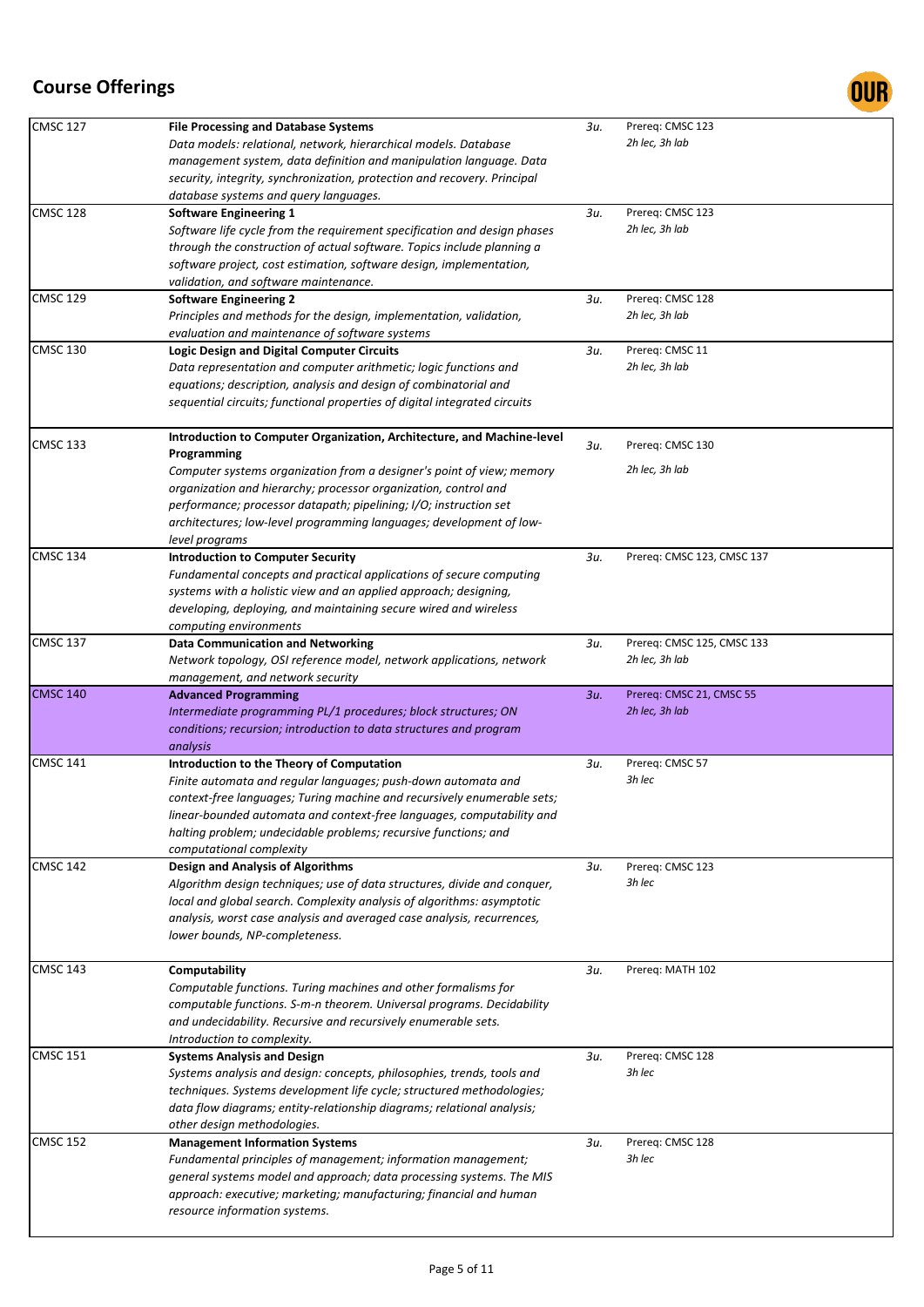## Course Offerings

| Course | Title / Description | Units | Prerequisites / Hours |
|---|---|---|---|
| CMSC 127 | **File Processing and Database Systems**<br>*Data models: relational, network, hierarchical models. Database management system, data definition and manipulation language. Data security, integrity, synchronization, protection and recovery. Principal database systems and query languages.* | *3u.* | Prereq: CMSC 123<br>*2h lec, 3h lab* |
| CMSC 128 | **Software Engineering 1**<br>*Software life cycle from the requirement specification and design phases through the construction of actual software. Topics include planning a software project, cost estimation, software design, implementation, validation, and software maintenance.* | *3u.* | Prereq: CMSC 123<br>*2h lec, 3h lab* |
| CMSC 129 | **Software Engineering 2**<br>*Principles and methods for the design, implementation, validation, evaluation and maintenance of software systems* | *3u.* | Prereq: CMSC 128<br>*2h lec, 3h lab* |
| CMSC 130 | **Logic Design and Digital Computer Circuits**<br>*Data representation and computer arithmetic; logic functions and equations; description, analysis and design of combinatorial and sequential circuits; functional properties of digital integrated circuits* | *3u.* | Prereq: CMSC 11<br>*2h lec, 3h lab* |
| CMSC 133 | **Introduction to Computer Organization, Architecture, and Machine-level Programming**<br>*Computer systems organization from a designer's point of view; memory organization and hierarchy; processor organization, control and performance; processor datapath; pipelining; I/O; instruction set architectures; low-level programming languages; development of low-level programs* | *3u.* | Prereq: CMSC 130<br>*2h lec, 3h lab* |
| CMSC 134 | **Introduction to Computer Security**<br>*Fundamental concepts and practical applications of secure computing systems with a holistic view and an applied approach; designing, developing, deploying, and maintaining secure wired and wireless computing environments* | *3u.* | Prereq: CMSC 123, CMSC 137 |
| CMSC 137 | **Data Communication and Networking**<br>*Network topology, OSI reference model, network applications, network management, and network security* | *3u.* | Prereq: CMSC 125, CMSC 133<br>*2h lec, 3h lab* |
| CMSC 140 | **Advanced Programming**<br>*Intermediate programming PL/1 procedures; block structures; ON conditions; recursion; introduction to data structures and program analysis* | *3u.* | Prereq: CMSC 21, CMSC 55<br>*2h lec, 3h lab* |
| CMSC 141 | **Introduction to the Theory of Computation**<br>*Finite automata and regular languages; push-down automata and context-free languages; Turing machine and recursively enumerable sets; linear-bounded automata and context-free languages, computability and halting problem; undecidable problems; recursive functions; and computational complexity* | *3u.* | Prereq: CMSC 57<br>*3h lec* |
| CMSC 142 | **Design and Analysis of Algorithms**<br>*Algorithm design techniques; use of data structures, divide and conquer, local and global search. Complexity analysis of algorithms: asymptotic analysis, worst case analysis and averaged case analysis, recurrences, lower bounds, NP-completeness.* | *3u.* | Prereq: CMSC 123<br>*3h lec* |
| CMSC 143 | **Computability**<br>*Computable functions. Turing machines and other formalisms for computable functions. S-m-n theorem. Universal programs. Decidability and undecidability. Recursive and recursively enumerable sets. Introduction to complexity.* | *3u.* | Prereq: MATH 102 |
| CMSC 151 | **Systems Analysis and Design**<br>*Systems analysis and design: concepts, philosophies, trends, tools and techniques. Systems development life cycle; structured methodologies; data flow diagrams; entity-relationship diagrams; relational analysis; other design methodologies.* | *3u.* | Prereq: CMSC 128<br>*3h lec* |
| CMSC 152 | **Management Information Systems**<br>*Fundamental principles of management; information management; general systems model and approach; data processing systems. The MIS approach: executive; marketing; manufacturing; financial and human resource information systems.* | *3u.* | Prereq: CMSC 128<br>*3h lec* |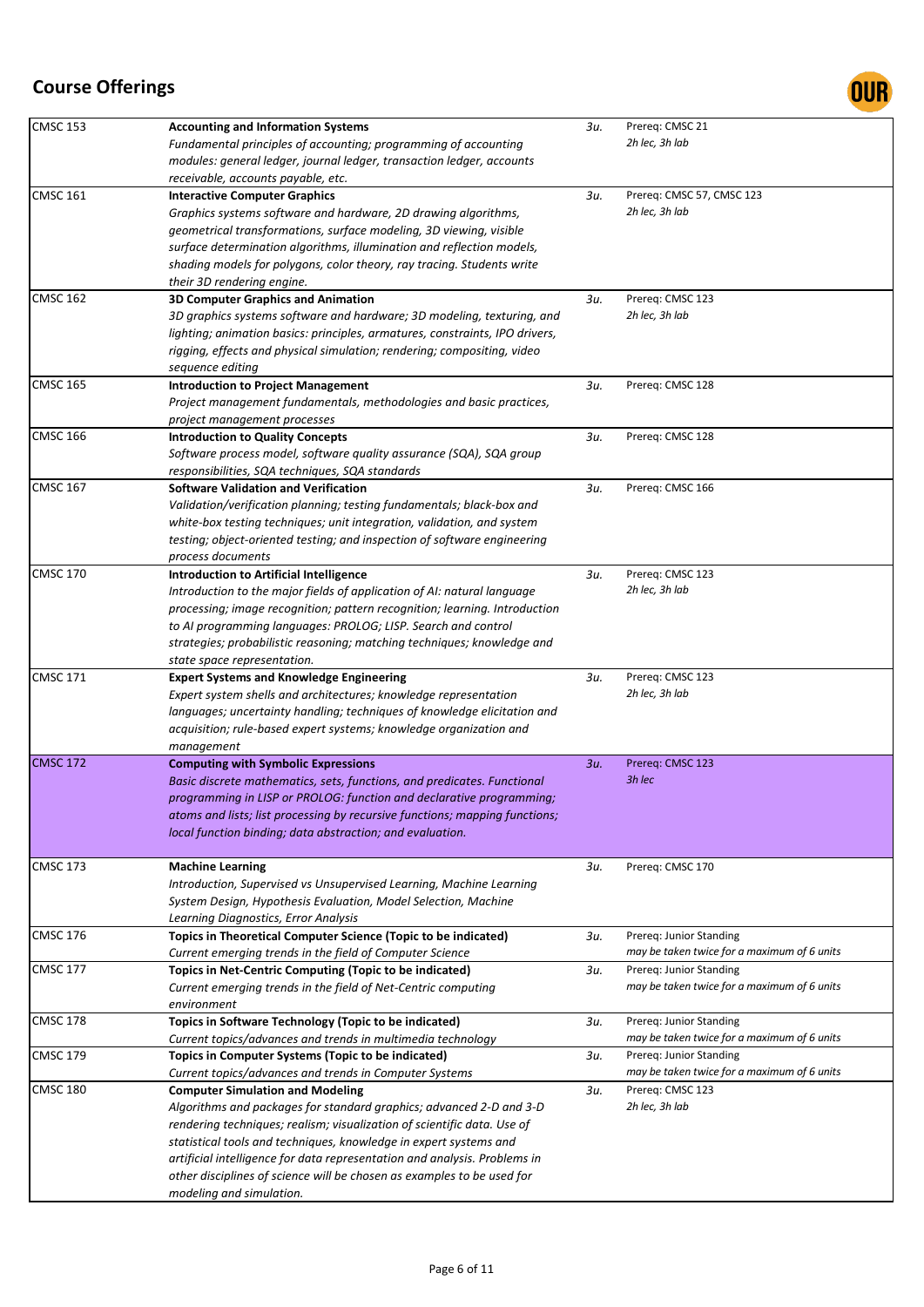## Course Offerings

| Course | Title / Description | Units | Prerequisites / Notes |
|---|---|---|---|
| CMSC 153 | **Accounting and Information Systems** *Fundamental principles of accounting; programming of accounting modules: general ledger, journal ledger, transaction ledger, accounts receivable, accounts payable, etc.* | *3u.* | Prereq: CMSC 21 *2h lec, 3h lab* |
| CMSC 161 | **Interactive Computer Graphics** *Graphics systems software and hardware, 2D drawing algorithms, geometrical transformations, surface modeling, 3D viewing, visible surface determination algorithms, illumination and reflection models, shading models for polygons, color theory, ray tracing. Students write their 3D rendering engine.* | *3u.* | Prereq: CMSC 57, CMSC 123 *2h lec, 3h lab* |
| CMSC 162 | **3D Computer Graphics and Animation** *3D graphics systems software and hardware; 3D modeling, texturing, and lighting; animation basics: principles, armatures, constraints, IPO drivers, rigging, effects and physical simulation; rendering; compositing, video sequence editing* | *3u.* | Prereq: CMSC 123 *2h lec, 3h lab* |
| CMSC 165 | **Introduction to Project Management** *Project management fundamentals, methodologies and basic practices, project management processes* | *3u.* | Prereq: CMSC 128 |
| CMSC 166 | **Introduction to Quality Concepts** *Software process model, software quality assurance (SQA), SQA group responsibilities, SQA techniques, SQA standards* | *3u.* | Prereq: CMSC 128 |
| CMSC 167 | **Software Validation and Verification** *Validation/verification planning; testing fundamentals; black-box and white-box testing techniques; unit integration, validation, and system testing; object-oriented testing; and inspection of software engineering process documents* | *3u.* | Prereq: CMSC 166 |
| CMSC 170 | **Introduction to Artificial Intelligence** *Introduction to the major fields of application of AI: natural language processing; image recognition; pattern recognition; learning. Introduction to AI programming languages: PROLOG; LISP. Search and control strategies; probabilistic reasoning; matching techniques; knowledge and state space representation.* | *3u.* | Prereq: CMSC 123 *2h lec, 3h lab* |
| CMSC 171 | **Expert Systems and Knowledge Engineering** *Expert system shells and architectures; knowledge representation languages; uncertainty handling; techniques of knowledge elicitation and acquisition; rule-based expert systems; knowledge organization and management* | *3u.* | Prereq: CMSC 123 *2h lec, 3h lab* |
| CMSC 172 | **Computing with Symbolic Expressions** *Basic discrete mathematics, sets, functions, and predicates. Functional programming in LISP or PROLOG: function and declarative programming; atoms and lists; list processing by recursive functions; mapping functions; local function binding; data abstraction; and evaluation.* | *3u.* | Prereq: CMSC 123 *3h lec* |
| CMSC 173 | **Machine Learning** *Introduction, Supervised vs Unsupervised Learning, Machine Learning System Design, Hypothesis Evaluation, Model Selection, Machine Learning Diagnostics, Error Analysis* | *3u.* | Prereq: CMSC 170 |
| CMSC 176 | **Topics in Theoretical Computer Science (Topic to be indicated)** *Current emerging trends in the field of Computer Science* | *3u.* | Prereq: Junior Standing *may be taken twice for a maximum of 6 units* |
| CMSC 177 | **Topics in Net-Centric Computing (Topic to be indicated)** *Current emerging trends in the field of Net-Centric computing environment* | *3u.* | Prereq: Junior Standing *may be taken twice for a maximum of 6 units* |
| CMSC 178 | **Topics in Software Technology (Topic to be indicated)** *Current topics/advances and trends in multimedia technology* | *3u.* | Prereq: Junior Standing *may be taken twice for a maximum of 6 units* |
| CMSC 179 | **Topics in Computer Systems (Topic to be indicated)** *Current topics/advances and trends in Computer Systems* | *3u.* | Prereq: Junior Standing *may be taken twice for a maximum of 6 units* |
| CMSC 180 | **Computer Simulation and Modeling** *Algorithms and packages for standard graphics; advanced 2-D and 3-D rendering techniques; realism; visualization of scientific data. Use of statistical tools and techniques, knowledge in expert systems and artificial intelligence for data representation and analysis. Problems in other disciplines of science will be chosen as examples to be used for modeling and simulation.* | *3u.* | Prereq: CMSC 123 *2h lec, 3h lab* |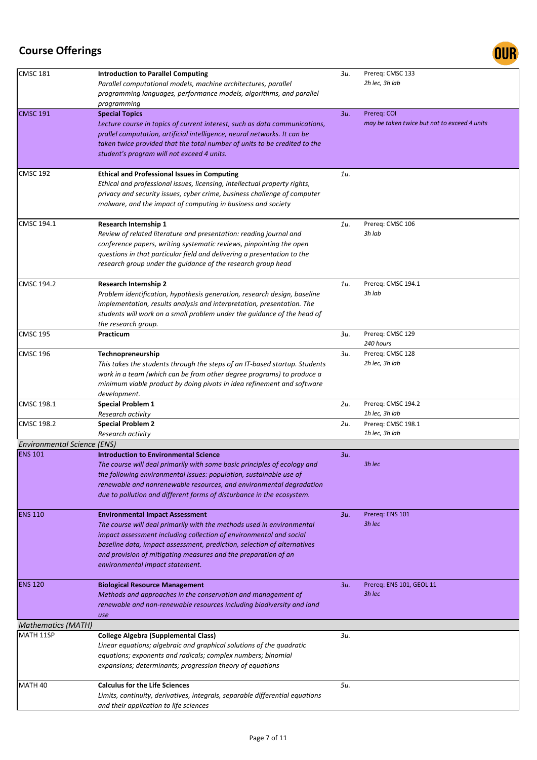## Course Offerings

| Course | Title / Description | Units | Prerequisites / Hours |
|---|---|---|---|
| CMSC 181 | **Introduction to Parallel Computing**<br>*Parallel computational models, machine architectures, parallel programming languages, performance models, algorithms, and parallel programming* | *3u.* | Prereq: CMSC 133<br>*2h lec, 3h lab* |
| CMSC 191 | **Special Topics**<br>*Lecture course in topics of current interest, such as data communications, prallel computation, artificial intelligence, neural networks. It can be taken twice provided that the total number of units to be credited to the student's program will not exceed 4 units.* | *3u.* | Prereq: COI<br>*may be taken twice but not to exceed 4 units* |
| CMSC 192 | **Ethical and Professional Issues in Computing**<br>*Ethical and professional issues, licensing, intellectual property rights, privacy and security issues, cyber crime, business challenge of computer malware, and the impact of computing in business and society* | *1u.* | |
| CMSC 194.1 | **Research Internship 1**<br>*Review of related literature and presentation: reading journal and conference papers, writing systematic reviews, pinpointing the open questions in that particular field and delivering a presentation to the research group under the guidance of the research group head* | *1u.* | Prereq: CMSC 106<br>*3h lab* |
| CMSC 194.2 | **Research Internship 2**<br>*Problem identification, hypothesis generation, research design, baseline implementation, results analysis and interpretation, presentation. The students will work on a small problem under the guidance of the head of the research group.* | *1u.* | Prereq: CMSC 194.1<br>*3h lab* |
| CMSC 195 | **Practicum** | *3u.* | Prereq: CMSC 129<br>*240 hours* |
| CMSC 196 | **Technopreneurship**<br>*This takes the students through the steps of an IT-based startup. Students work in a team (which can be from other degree programs) to produce a minimum viable product by doing pivots in idea refinement and software development.* | *3u.* | Prereq: CMSC 128<br>*2h lec, 3h lab* |
| CMSC 198.1 | **Special Problem 1**<br>*Research activity* | *2u.* | Prereq: CMSC 194.2<br>*1h lec, 3h lab* |
| CMSC 198.2 | **Special Problem 2**<br>*Research activity* | *2u.* | Prereq: CMSC 198.1<br>*1h lec, 3h lab* |
| *Environmental Science (ENS)* | | | |
| ENS 101 | **Introduction to Environmental Science**<br>*The course will deal primarily with some basic principles of ecology and the following environmental issues: population, sustainable use of renewable and nonrenewable resources, and environmental degradation due to pollution and different forms of disturbance in the ecosystem.* | *3u.* | *3h lec* |
| ENS 110 | **Environmental Impact Assessment**<br>*The course will deal primarily with the methods used in environmental impact assessment including collection of environmental and social baseline data, impact assessment, prediction, selection of alternatives and provision of mitigating measures and the preparation of an environmental impact statement.* | *3u.* | Prereq: ENS 101<br>*3h lec* |
| ENS 120 | **Biological Resource Management**<br>*Methods and approaches in the conservation and management of renewable and non-renewable resources including biodiversity and land use* | *3u.* | Prereq: ENS 101, GEOL 11<br>*3h lec* |
| *Mathematics (MATH)* | | | |
| MATH 11SP | **College Algebra (Supplemental Class)**<br>*Linear equations; algebraic and graphical solutions of the quadratic equations; exponents and radicals; complex numbers; binomial expansions; determinants; progression theory of equations* | *3u.* | |
| MATH 40 | **Calculus for the Life Sciences**<br>*Limits, continuity, derivatives, integrals, separable differential equations and their application to life sciences* | *5u.* | |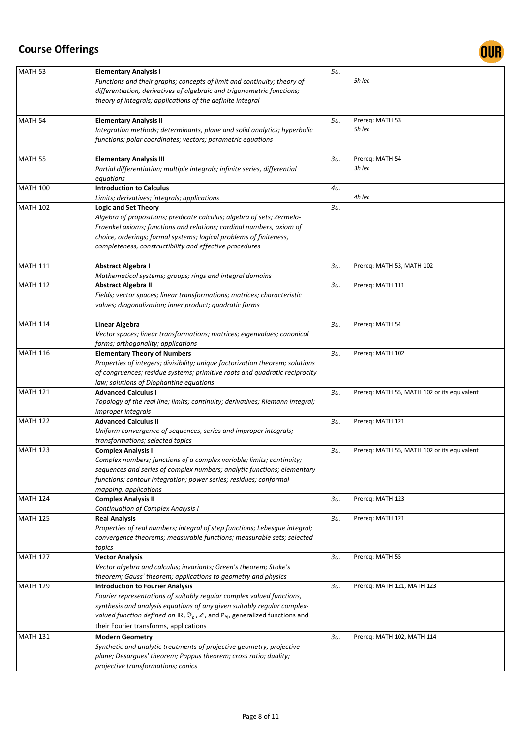# Course Offerings

| Course | Title / Description | Units | Prerequisites / Hours |
|---|---|---|---|
| MATH 53 | **Elementary Analysis I**<br>*Functions and their graphs; concepts of limit and continuity; theory of differentiation, derivatives of algebraic and trigonometric functions; theory of integrals; applications of the definite integral* | 5u. | *5h lec* |
| MATH 54 | **Elementary Analysis II**<br>*Integration methods; determinants, plane and solid analytics; hyperbolic functions; polar coordinates; vectors; parametric equations* | 5u. | Prereq: MATH 53<br>*5h lec* |
| MATH 55 | **Elementary Analysis III**<br>*Partial differentiation; multiple integrals; infinite series, differential equations* | 3u. | Prereq: MATH 54<br>*3h lec* |
| MATH 100 | **Introduction to Calculus**<br>*Limits; derivatives; integrals; applications* | 4u. | *4h lec* |
| MATH 102 | **Logic and Set Theory**<br>*Algebra of propositions; predicate calculus; algebra of sets; Zermelo-Fraenkel axioms; functions and relations; cardinal numbers, axiom of choice, orderings; formal systems; logical problems of finiteness, completeness, constructibility and effective procedures* | 3u. | |
| MATH 111 | **Abstract Algebra I**<br>*Mathematical systems; groups; rings and integral domains* | 3u. | Prereq: MATH 53, MATH 102 |
| MATH 112 | **Abstract Algebra II**<br>*Fields; vector spaces; linear transformations; matrices; characteristic values; diagonalization; inner product; quadratic forms* | 3u. | Prereq: MATH 111 |
| MATH 114 | **Linear Algebra**<br>*Vector spaces; linear transformations; matrices; eigenvalues; canonical forms; orthogonality; applications* | 3u. | Prereq: MATH 54 |
| MATH 116 | **Elementary Theory of Numbers**<br>*Properties of integers; divisibility; unique factorization theorem; solutions of congruences; residue systems; primitive roots and quadratic reciprocity law; solutions of Diophantine equations* | 3u. | Prereq: MATH 102 |
| MATH 121 | **Advanced Calculus I**<br>*Topology of the real line; limits; continuity; derivatives; Riemann integral; improper integrals* | 3u. | Prereq: MATH 55, MATH 102 or its equivalent |
| MATH 122 | **Advanced Calculus II**<br>*Uniform convergence of sequences, series and improper integrals; transformations; selected topics* | 3u. | Prereq: MATH 121 |
| MATH 123 | **Complex Analysis I**<br>*Complex numbers; functions of a complex variable; limits; continuity; sequences and series of complex numbers; analytic functions; elementary functions; contour integration; power series; residues; conformal mapping; applications* | 3u. | Prereq: MATH 55, MATH 102 or its equivalent |
| MATH 124 | **Complex Analysis II**<br>*Continuation of Complex Analysis I* | 3u. | Prereq: MATH 123 |
| MATH 125 | **Real Analysis**<br>*Properties of real numbers; integral of step functions; Lebesgue integral; convergence theorems; measurable functions; measurable sets; selected topics* | 3u. | Prereq: MATH 121 |
| MATH 127 | **Vector Analysis**<br>*Vector algebra and calculus; invariants; Green's theorem; Stoke's theorem; Gauss' theorem; applications to geometry and physics* | 3u. | Prereq: MATH 55 |
| MATH 129 | **Introduction to Fourier Analysis**<br>*Fourier representations of suitably regular complex valued functions, synthesis and analysis equations of any given suitably regular complex-valued function defined on $\mathbb{R}$, $\Im_p$, $\mathbb{Z}$, and $P_{\mathbb{N}}$, generalized functions and their Fourier transforms, applications* | 3u. | Prereq: MATH 121, MATH 123 |
| MATH 131 | **Modern Geometry**<br>*Synthetic and analytic treatments of projective geometry; projective plane; Desargues' theorem; Pappus theorem; cross ratio; duality; projective transformations; conics* | 3u. | Prereq: MATH 102, MATH 114 |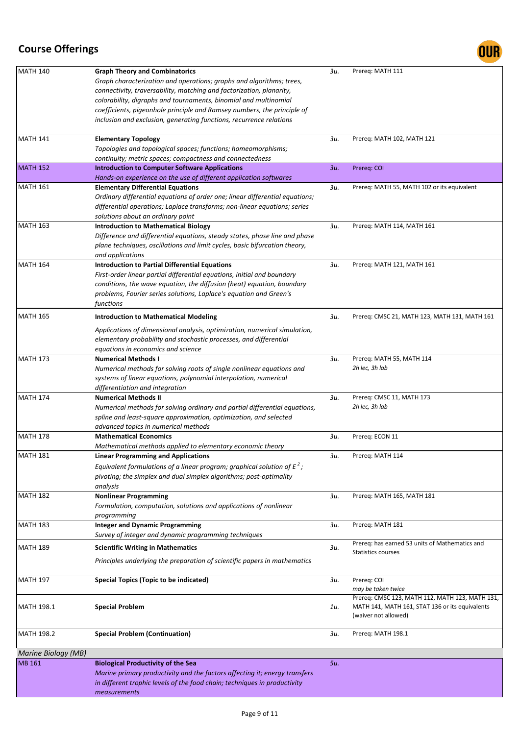## Course Offerings

| Course | Title / Description | Units | Prerequisite |
|---|---|---|---|
| MATH 140 | **Graph Theory and Combinatorics** *Graph characterization and operations; graphs and algorithms; trees, connectivity, traversability, matching and factorization, planarity, colorability, digraphs and tournaments, binomial and multinomial coefficients, pigeonhole principle and Ramsey numbers, the principle of inclusion and exclusion, generating functions, recurrence relations* | *3u.* | Prereq: MATH 111 |
| MATH 141 | **Elementary Topology** *Topologies and topological spaces; functions; homeomorphisms; continuity; metric spaces; compactness and connectedness* | *3u.* | Prereq: MATH 102, MATH 121 |
| MATH 152 | **Introduction to Computer Software Applications** *Hands-on experience on the use of different application softwares* | *3u.* | Prereq: COI |
| MATH 161 | **Elementary Differential Equations** *Ordinary differential equations of order one; linear differential equations; differential operations; Laplace transforms; non-linear equations; series solutions about an ordinary point* | *3u.* | Prereq: MATH 55, MATH 102 or its equivalent |
| MATH 163 | **Introduction to Mathematical Biology** *Difference and differential equations, steady states, phase line and phase plane techniques, oscillations and limit cycles, basic bifurcation theory, and applications* | *3u.* | Prereq: MATH 114, MATH 161 |
| MATH 164 | **Introduction to Partial Differential Equations** *First-order linear partial differential equations, initial and boundary conditions, the wave equation, the diffusion (heat) equation, boundary problems, Fourier series solutions, Laplace's equation and Green's functions* | *3u.* | Prereq: MATH 121, MATH 161 |
| MATH 165 | **Introduction to Mathematical Modeling** *Applications of dimensional analysis, optimization, numerical simulation, elementary probability and stochastic processes, and differential equations in economics and science* | *3u.* | Prereq: CMSC 21, MATH 123, MATH 131, MATH 161 |
| MATH 173 | **Numerical Methods I** *Numerical methods for solving roots of single nonlinear equations and systems of linear equations, polynomial interpolation, numerical differentiation and integration* | *3u.* | Prereq: MATH 55, MATH 114 *2h lec, 3h lab* |
| MATH 174 | **Numerical Methods II** *Numerical methods for solving ordinary and partial differential equations, spline and least-square approximation, optimization, and selected advanced topics in numerical methods* | *3u.* | Prereq: CMSC 11, MATH 173 *2h lec, 3h lab* |
| MATH 178 | **Mathematical Economics** *Mathematical methods applied to elementary economic theory* | *3u.* | Prereq: ECON 11 |
| MATH 181 | **Linear Programming and Applications** *Equivalent formulations of a linear program; graphical solution of $E^2$; pivoting; the simplex and dual simplex algorithms; post-optimality analysis* | *3u.* | Prereq: MATH 114 |
| MATH 182 | **Nonlinear Programming** *Formulation, computation, solutions and applications of nonlinear programming* | *3u.* | Prereq: MATH 165, MATH 181 |
| MATH 183 | **Integer and Dynamic Programming** *Survey of integer and dynamic programming techniques* | *3u.* | Prereq: MATH 181 |
| MATH 189 | **Scientific Writing in Mathematics** *Principles underlying the preparation of scientific papers in mathematics* | *3u.* | Prereq: has earned 53 units of Mathematics and Statistics courses |
| MATH 197 | **Special Topics (Topic to be indicated)** | *3u.* | Prereq: COI *may be taken twice* |
| MATH 198.1 | **Special Problem** | *1u.* | Prereq: CMSC 123, MATH 112, MATH 123, MATH 131, MATH 141, MATH 161, STAT 136 or its equivalents (waiver not allowed) |
| MATH 198.2 | **Special Problem (Continuation)** | *3u.* | Prereq: MATH 198.1 |
| *Marine Biology (MB)* | | | |
| MB 161 | **Biological Productivity of the Sea** *Marine primary productivity and the factors affecting it; energy transfers in different trophic levels of the food chain; techniques in productivity measurements* | *5u.* | |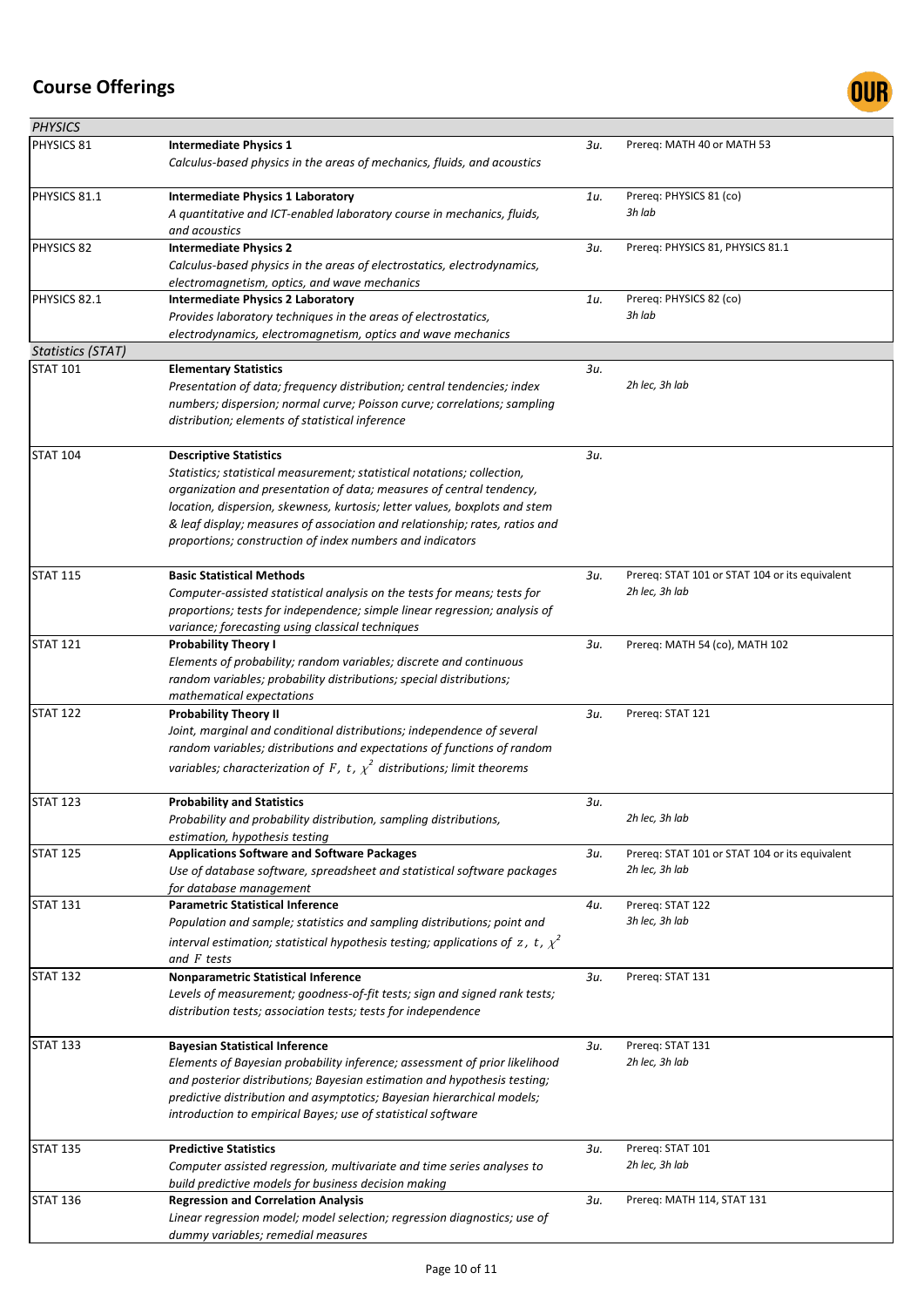# Course Offerings

| | | | |
|---|---|---|---|
| *PHYSICS* | | | |
| PHYSICS 81 | **Intermediate Physics 1**<br>*Calculus-based physics in the areas of mechanics, fluids, and acoustics* | *3u.* | Prereq: MATH 40 or MATH 53 |
| PHYSICS 81.1 | **Intermediate Physics 1 Laboratory**<br>*A quantitative and ICT-enabled laboratory course in mechanics, fluids, and acoustics* | *1u.* | Prereq: PHYSICS 81 (co)<br>*3h lab* |
| PHYSICS 82 | **Intermediate Physics 2**<br>*Calculus-based physics in the areas of electrostatics, electrodynamics, electromagnetism, optics, and wave mechanics* | *3u.* | Prereq: PHYSICS 81, PHYSICS 81.1 |
| PHYSICS 82.1 | **Intermediate Physics 2 Laboratory**<br>*Provides laboratory techniques in the areas of electrostatics, electrodynamics, electromagnetism, optics and wave mechanics* | *1u.* | Prereq: PHYSICS 82 (co)<br>*3h lab* |
| *Statistics (STAT)* | | | |
| STAT 101 | **Elementary Statistics**<br>*Presentation of data; frequency distribution; central tendencies; index numbers; dispersion; normal curve; Poisson curve; correlations; sampling distribution; elements of statistical inference* | *3u.* | *2h lec, 3h lab* |
| STAT 104 | **Descriptive Statistics**<br>*Statistics; statistical measurement; statistical notations; collection, organization and presentation of data; measures of central tendency, location, dispersion, skewness, kurtosis; letter values, boxplots and stem & leaf display; measures of association and relationship; rates, ratios and proportions; construction of index numbers and indicators* | *3u.* | |
| STAT 115 | **Basic Statistical Methods**<br>*Computer-assisted statistical analysis on the tests for means; tests for proportions; tests for independence; simple linear regression; analysis of variance; forecasting using classical techniques* | *3u.* | Prereq: STAT 101 or STAT 104 or its equivalent<br>*2h lec, 3h lab* |
| STAT 121 | **Probability Theory I**<br>*Elements of probability; random variables; discrete and continuous random variables; probability distributions; special distributions; mathematical expectations* | *3u.* | Prereq: MATH 54 (co), MATH 102 |
| STAT 122 | **Probability Theory II**<br>*Joint, marginal and conditional distributions; independence of several random variables; distributions and expectations of functions of random variables; characterization of $F$, $t$, $\chi^2$ distributions; limit theorems* | *3u.* | Prereq: STAT 121 |
| STAT 123 | **Probability and Statistics**<br>*Probability and probability distribution, sampling distributions, estimation, hypothesis testing* | *3u.* | *2h lec, 3h lab* |
| STAT 125 | **Applications Software and Software Packages**<br>*Use of database software, spreadsheet and statistical software packages for database management* | *3u.* | Prereq: STAT 101 or STAT 104 or its equivalent<br>*2h lec, 3h lab* |
| STAT 131 | **Parametric Statistical Inference**<br>*Population and sample; statistics and sampling distributions; point and interval estimation; statistical hypothesis testing; applications of $z$, $t$, $\chi^2$ and $F$ tests* | *4u.* | Prereq: STAT 122<br>*3h lec, 3h lab* |
| STAT 132 | **Nonparametric Statistical Inference**<br>*Levels of measurement; goodness-of-fit tests; sign and signed rank tests; distribution tests; association tests; tests for independence* | *3u.* | Prereq: STAT 131 |
| STAT 133 | **Bayesian Statistical Inference**<br>*Elements of Bayesian probability inference; assessment of prior likelihood and posterior distributions; Bayesian estimation and hypothesis testing; predictive distribution and asymptotics; Bayesian hierarchical models; introduction to empirical Bayes; use of statistical software* | *3u.* | Prereq: STAT 131<br>*2h lec, 3h lab* |
| STAT 135 | **Predictive Statistics**<br>*Computer assisted regression, multivariate and time series analyses to build predictive models for business decision making* | *3u.* | Prereq: STAT 101<br>*2h lec, 3h lab* |
| STAT 136 | **Regression and Correlation Analysis**<br>*Linear regression model; model selection; regression diagnostics; use of dummy variables; remedial measures* | *3u.* | Prereq: MATH 114, STAT 131 |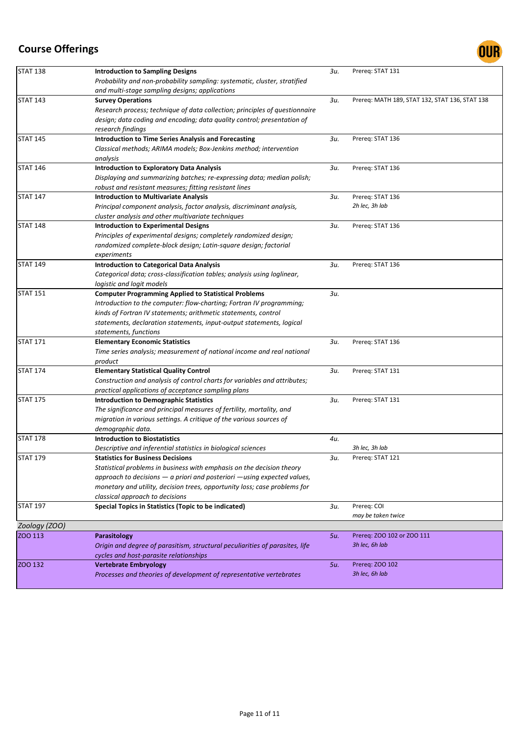## Course Offerings

| | | | |
|---|---|---|---|
| STAT 138 | **Introduction to Sampling Designs**<br>*Probability and non-probability sampling: systematic, cluster, stratified and multi-stage sampling designs; applications* | *3u.* | Prereq: STAT 131 |
| STAT 143 | **Survey Operations**<br>*Research process; technique of data collection; principles of questionnaire design; data coding and encoding; data quality control; presentation of research findings* | *3u.* | Prereq: MATH 189, STAT 132, STAT 136, STAT 138 |
| STAT 145 | **Introduction to Time Series Analysis and Forecasting**<br>*Classical methods; ARIMA models; Box-Jenkins method; intervention analysis* | *3u.* | Prereq: STAT 136 |
| STAT 146 | **Introduction to Exploratory Data Analysis**<br>*Displaying and summarizing batches; re-expressing data; median polish; robust and resistant measures; fitting resistant lines* | *3u.* | Prereq: STAT 136 |
| STAT 147 | **Introduction to Multivariate Analysis**<br>*Principal component analysis, factor analysis, discriminant analysis, cluster analysis and other multivariate techniques* | *3u.* | Prereq: STAT 136<br>*2h lec, 3h lab* |
| STAT 148 | **Introduction to Experimental Designs**<br>*Principles of experimental designs; completely randomized design; randomized complete-block design; Latin-square design; factorial experiments* | *3u.* | Prereq: STAT 136 |
| STAT 149 | **Introduction to Categorical Data Analysis**<br>*Categorical data; cross-classification tables; analysis using loglinear, logistic and logit models* | *3u.* | Prereq: STAT 136 |
| STAT 151 | **Computer Programming Applied to Statistical Problems**<br>*Introduction to the computer: flow-charting; Fortran IV programming; kinds of Fortran IV statements; arithmetic statements, control statements, declaration statements, input-output statements, logical statements, functions* | *3u.* | |
| STAT 171 | **Elementary Economic Statistics**<br>*Time series analysis; measurement of national income and real national product* | *3u.* | Prereq: STAT 136 |
| STAT 174 | **Elementary Statistical Quality Control**<br>*Construction and analysis of control charts for variables and attributes; practical applications of acceptance sampling plans* | *3u.* | Prereq: STAT 131 |
| STAT 175 | **Introduction to Demographic Statistics**<br>*The significance and principal measures of fertility, mortality, and migration in various settings. A critique of the various sources of demographic data.* | *3u.* | Prereq: STAT 131 |
| STAT 178 | **Introduction to Biostatistics**<br>*Descriptive and inferential statistics in biological sciences* | *4u.* | *3h lec, 3h lab* |
| STAT 179 | **Statistics for Business Decisions**<br>*Statistical problems in business with emphasis on the decision theory approach to decisions — a priori and posteriori —using expected values, monetary and utility, decision trees, opportunity loss; case problems for classical approach to decisions* | *3u.* | Prereq: STAT 121 |
| STAT 197 | **Special Topics in Statistics (Topic to be indicated)** | *3u.* | Prereq: COI<br>*may be taken twice* |
| *Zoology (ZOO)* | | | |
| ZOO 113 | **Parasitology**<br>*Origin and degree of parasitism, structural peculiarities of parasites, life cycles and host-parasite relationships* | *5u.* | Prereq: ZOO 102 or ZOO 111<br>*3h lec, 6h lab* |
| ZOO 132 | **Vertebrate Embryology**<br>*Processes and theories of development of representative vertebrates* | *5u.* | Prereq: ZOO 102<br>*3h lec, 6h lab* |